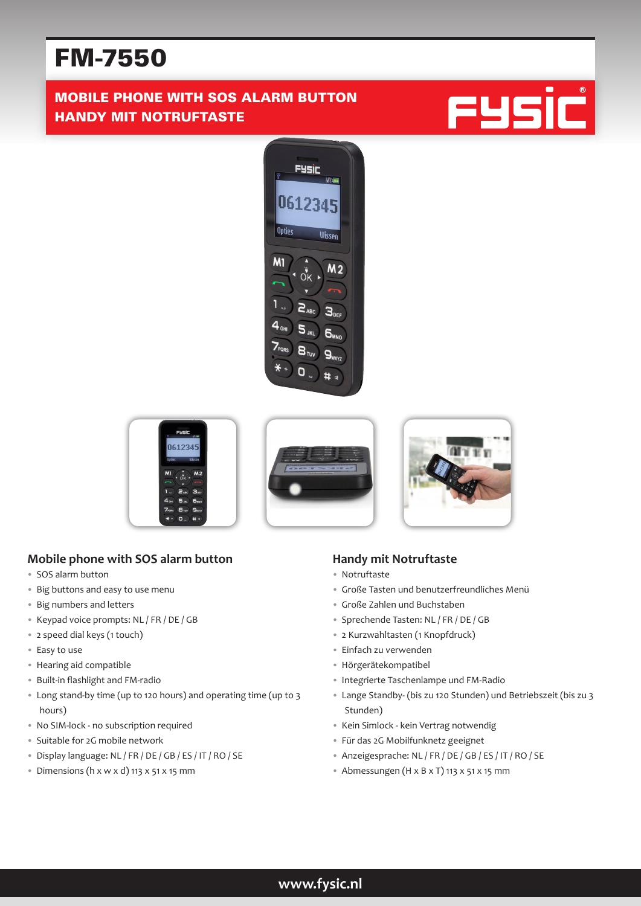# FM-7550

**MOBILE PHONE WITH SOS ALARM BUTTON**
**HANDY MIT NOTRUFTASTE**

FYSIC®

## Mobile phone with SOS alarm button

- SOS alarm button
- Big buttons and easy to use menu
- Big numbers and letters
- Keypad voice prompts: NL / FR / DE / GB
- 2 speed dial keys (1 touch)
- Easy to use
- Hearing aid compatible
- Built-in flashlight and FM-radio
- Long stand-by time (up to 120 hours) and operating time (up to 3 hours)
- No SIM-lock - no subscription required
- Suitable for 2G mobile network
- Display language: NL / FR / DE / GB / ES / IT / RO / SE
- Dimensions (h x w x d) 113 x 51 x 15 mm

## Handy mit Notruftaste

- Notruftaste
- Große Tasten und benutzerfreundliches Menü
- Große Zahlen und Buchstaben
- Sprechende Tasten: NL / FR / DE / GB
- 2 Kurzwahltasten (1 Knopfdruck)
- Einfach zu verwenden
- Hörgerätekompatibel
- Integrierte Taschenlampe und FM-Radio
- Lange Standby- (bis zu 120 Stunden) und Betriebszeit (bis zu 3 Stunden)
- Kein Simlock - kein Vertrag notwendig
- Für das 2G Mobilfunknetz geeignet
- Anzeigesprache: NL / FR / DE / GB / ES / IT / RO / SE
- Abmessungen (H x B x T) 113 x 51 x 15 mm

www.fysic.nl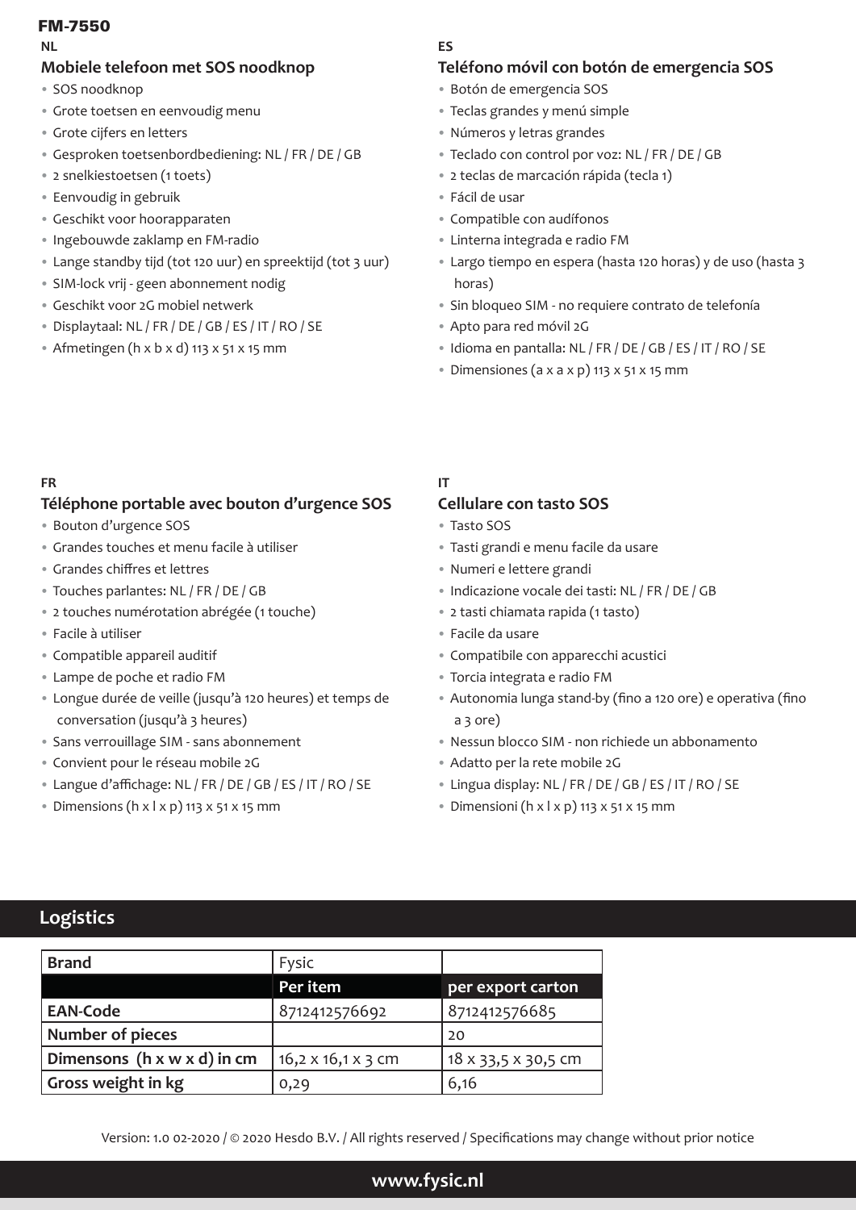# FM-7550

**NL**

## Mobiele telefoon met SOS noodknop

- SOS noodknop
- Grote toetsen en eenvoudig menu
- Grote cijfers en letters
- Gesproken toetsenbordbediening: NL / FR / DE / GB
- 2 snelkiestoetsen (1 toets)
- Eenvoudig in gebruik
- Geschikt voor hoorapparaten
- Ingebouwde zaklamp en FM-radio
- Lange standby tijd (tot 120 uur) en spreektijd (tot 3 uur)
- SIM-lock vrij - geen abonnement nodig
- Geschikt voor 2G mobiel netwerk
- Displaytaal: NL / FR / DE / GB / ES / IT / RO / SE
- Afmetingen (h x b x d) 113 x 51 x 15 mm

**ES**

## Teléfono móvil con botón de emergencia SOS

- Botón de emergencia SOS
- Teclas grandes y menú simple
- Números y letras grandes
- Teclado con control por voz: NL / FR / DE / GB
- 2 teclas de marcación rápida (tecla 1)
- Fácil de usar
- Compatible con audífonos
- Linterna integrada e radio FM
- Largo tiempo en espera (hasta 120 horas) y de uso (hasta 3 horas)
- Sin bloqueo SIM - no requiere contrato de telefonía
- Apto para red móvil 2G
- Idioma en pantalla: NL / FR / DE / GB / ES / IT / RO / SE
- Dimensiones (a x a x p) 113 x 51 x 15 mm

**FR**

## Téléphone portable avec bouton d'urgence SOS

- Bouton d'urgence SOS
- Grandes touches et menu facile à utiliser
- Grandes chiffres et lettres
- Touches parlantes: NL / FR / DE / GB
- 2 touches numérotation abrégée (1 touche)
- Facile à utiliser
- Compatible appareil auditif
- Lampe de poche et radio FM
- Longue durée de veille (jusqu'à 120 heures) et temps de conversation (jusqu'à 3 heures)
- Sans verrouillage SIM - sans abonnement
- Convient pour le réseau mobile 2G
- Langue d'affichage: NL / FR / DE / GB / ES / IT / RO / SE
- Dimensions (h x l x p) 113 x 51 x 15 mm

**IT**

## Cellulare con tasto SOS

- Tasto SOS
- Tasti grandi e menu facile da usare
- Numeri e lettere grandi
- Indicazione vocale dei tasti: NL / FR / DE / GB
- 2 tasti chiamata rapida (1 tasto)
- Facile da usare
- Compatibile con apparecchi acustici
- Torcia integrata e radio FM
- Autonomia lunga stand-by (fino a 120 ore) e operativa (fino a 3 ore)
- Nessun blocco SIM - non richiede un abbonamento
- Adatto per la rete mobile 2G
- Lingua display: NL / FR / DE / GB / ES / IT / RO / SE
- Dimensioni (h x l x p) 113 x 51 x 15 mm

## Logistics

| Brand | Fysic | |
|---|---|---|
| | **Per item** | **per export carton** |
| **EAN-Code** | 8712412576692 | 8712412576685 |
| **Number of pieces** | | 20 |
| **Dimensons (h x w x d) in cm** | 16,2 x 16,1 x 3 cm | 18 x 33,5 x 30,5 cm |
| **Gross weight in kg** | 0,29 | 6,16 |

Version: 1.0 02-2020 / © 2020 Hesdo B.V. / All rights reserved / Specifications may change without prior notice

**www.fysic.nl**